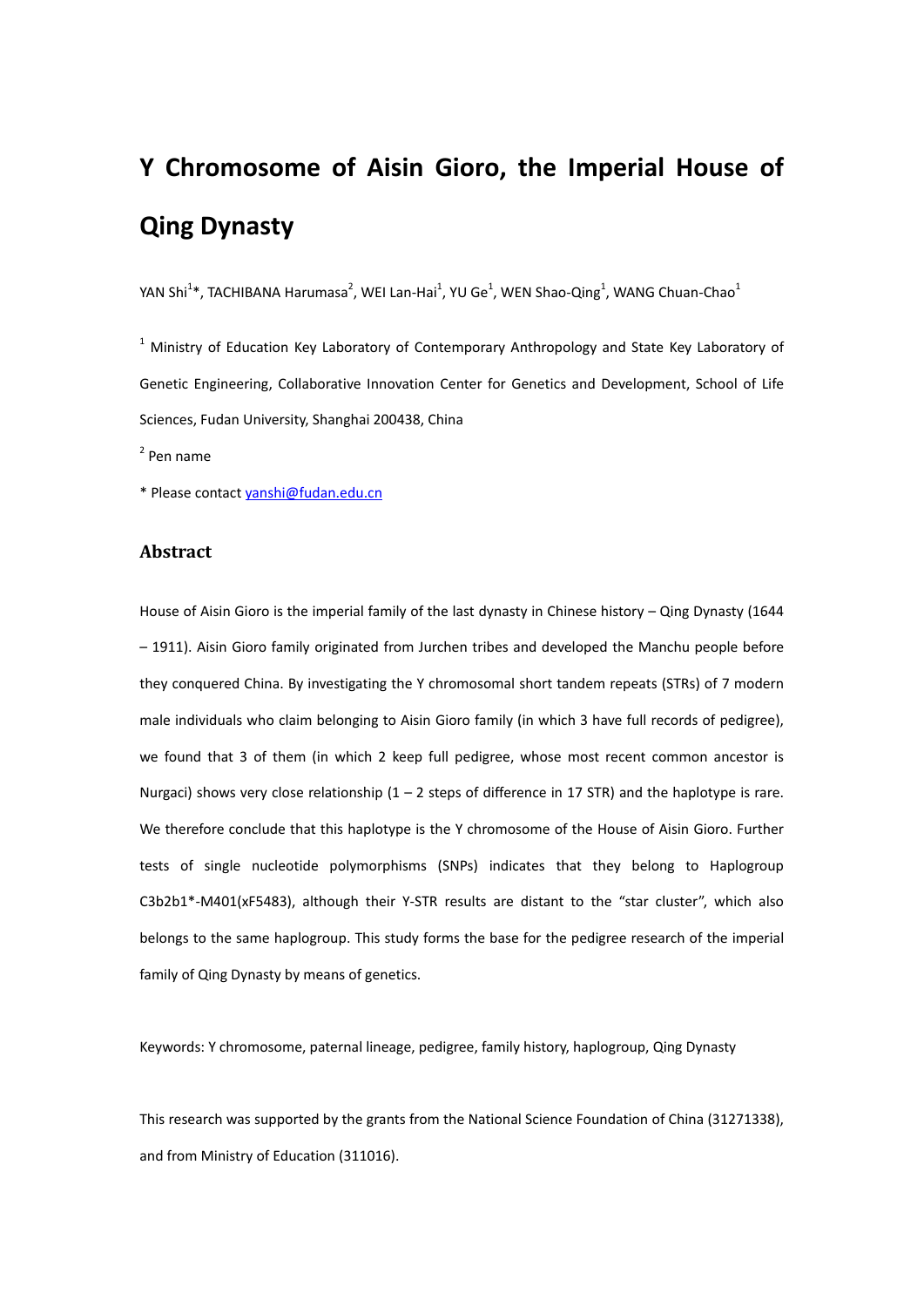# Y Chromosome of Aisin Gioro, the Imperial House of Qing Dynasty

YAN Shi[1]*, TACHIBANA Harumasa[2], WEI Lan-Hai[1], YU Ge[1], WEN Shao-Qing[1], WANG Chuan-Chao[1]

[1] Ministry of Education Key Laboratory of Contemporary Anthropology and State Key Laboratory of Genetic Engineering, Collaborative Innovation Center for Genetics and Development, School of Life Sciences, Fudan University, Shanghai 200438, China

[2] Pen name

* Please contact yanshi@fudan.edu.cn

## Abstract

House of Aisin Gioro is the imperial family of the last dynasty in Chinese history – Qing Dynasty (1644 – 1911). Aisin Gioro family originated from Jurchen tribes and developed the Manchu people before they conquered China. By investigating the Y chromosomal short tandem repeats (STRs) of 7 modern male individuals who claim belonging to Aisin Gioro family (in which 3 have full records of pedigree), we found that 3 of them (in which 2 keep full pedigree, whose most recent common ancestor is Nurgaci) shows very close relationship (1 – 2 steps of difference in 17 STR) and the haplotype is rare. We therefore conclude that this haplotype is the Y chromosome of the House of Aisin Gioro. Further tests of single nucleotide polymorphisms (SNPs) indicates that they belong to Haplogroup C3b2b1*-M401(xF5483), although their Y-STR results are distant to the "star cluster", which also belongs to the same haplogroup. This study forms the base for the pedigree research of the imperial family of Qing Dynasty by means of genetics.

Keywords: Y chromosome, paternal lineage, pedigree, family history, haplogroup, Qing Dynasty

This research was supported by the grants from the National Science Foundation of China (31271338), and from Ministry of Education (311016).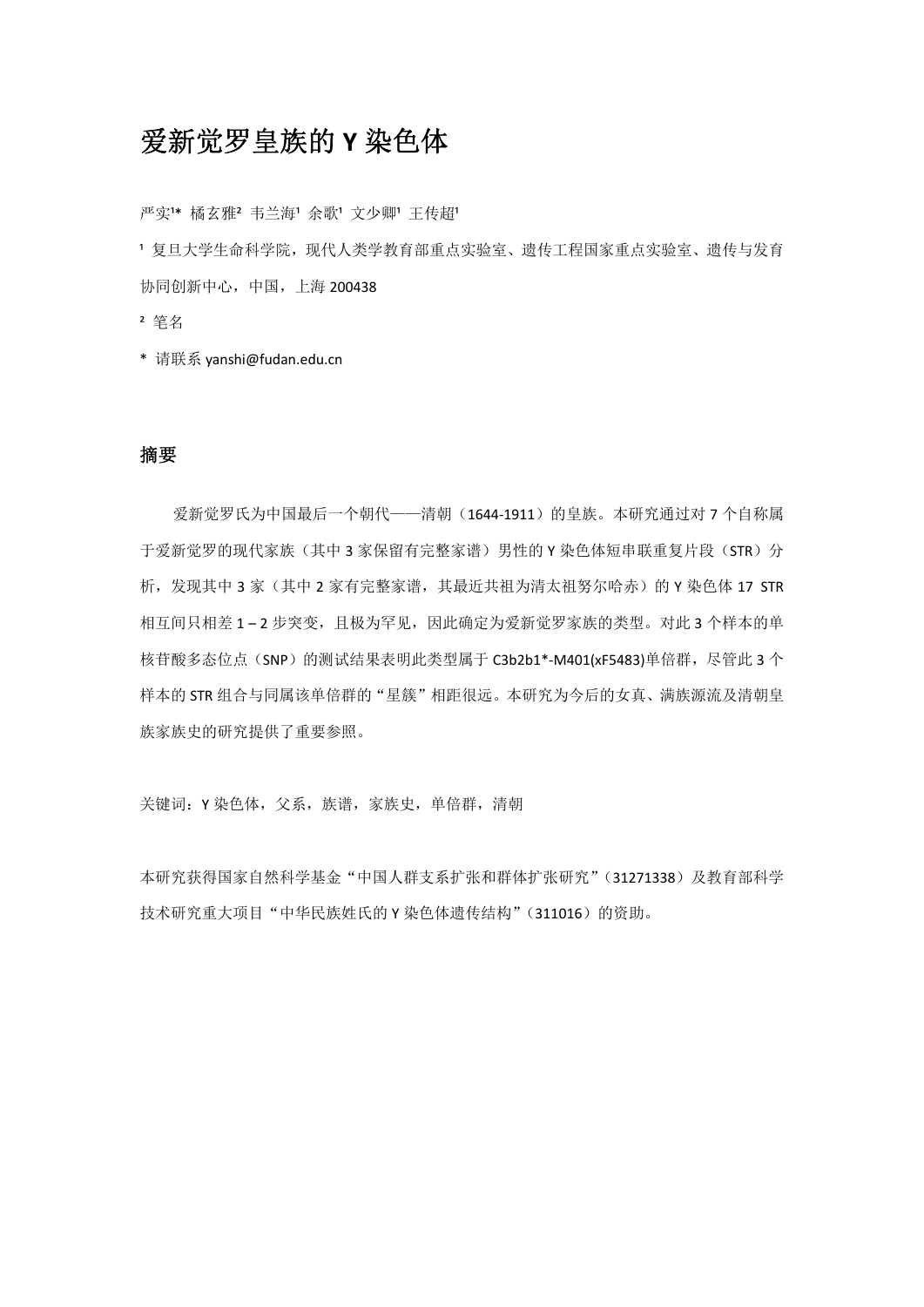# 爱新觉罗皇族的 Y 染色体

严实[1]* 橘玄雅[2] 韦兰海[1] 余歌[1] 文少卿[1] 王传超[1]

[1] 复旦大学生命科学院，现代人类学教育部重点实验室、遗传工程国家重点实验室、遗传与发育协同创新中心，中国，上海 200438

[2] 笔名

* 请联系 yanshi@fudan.edu.cn

## 摘要

爱新觉罗氏为中国最后一个朝代——清朝（1644-1911）的皇族。本研究通过对 7 个自称属于爱新觉罗的现代家族（其中 3 家保留有完整家谱）男性的 Y 染色体短串联重复片段（STR）分析，发现其中 3 家（其中 2 家有完整家谱，其最近共祖为清太祖努尔哈赤）的 Y 染色体 17 STR 相互间只相差 1 – 2 步突变，且极为罕见，因此确定为爱新觉罗家族的类型。对此 3 个样本的单核苷酸多态位点（SNP）的测试结果表明此类型属于 C3b2b1*-M401(xF5483)单倍群，尽管此 3 个样本的 STR 组合与同属该单倍群的"星簇"相距很远。本研究为今后的女真、满族源流及清朝皇族家族史的研究提供了重要参照。

关键词：Y 染色体，父系，族谱，家族史，单倍群，清朝

本研究获得国家自然科学基金"中国人群支系扩张和群体扩张研究"（31271338）及教育部科学技术研究重大项目"中华民族姓氏的 Y 染色体遗传结构"（311016）的资助。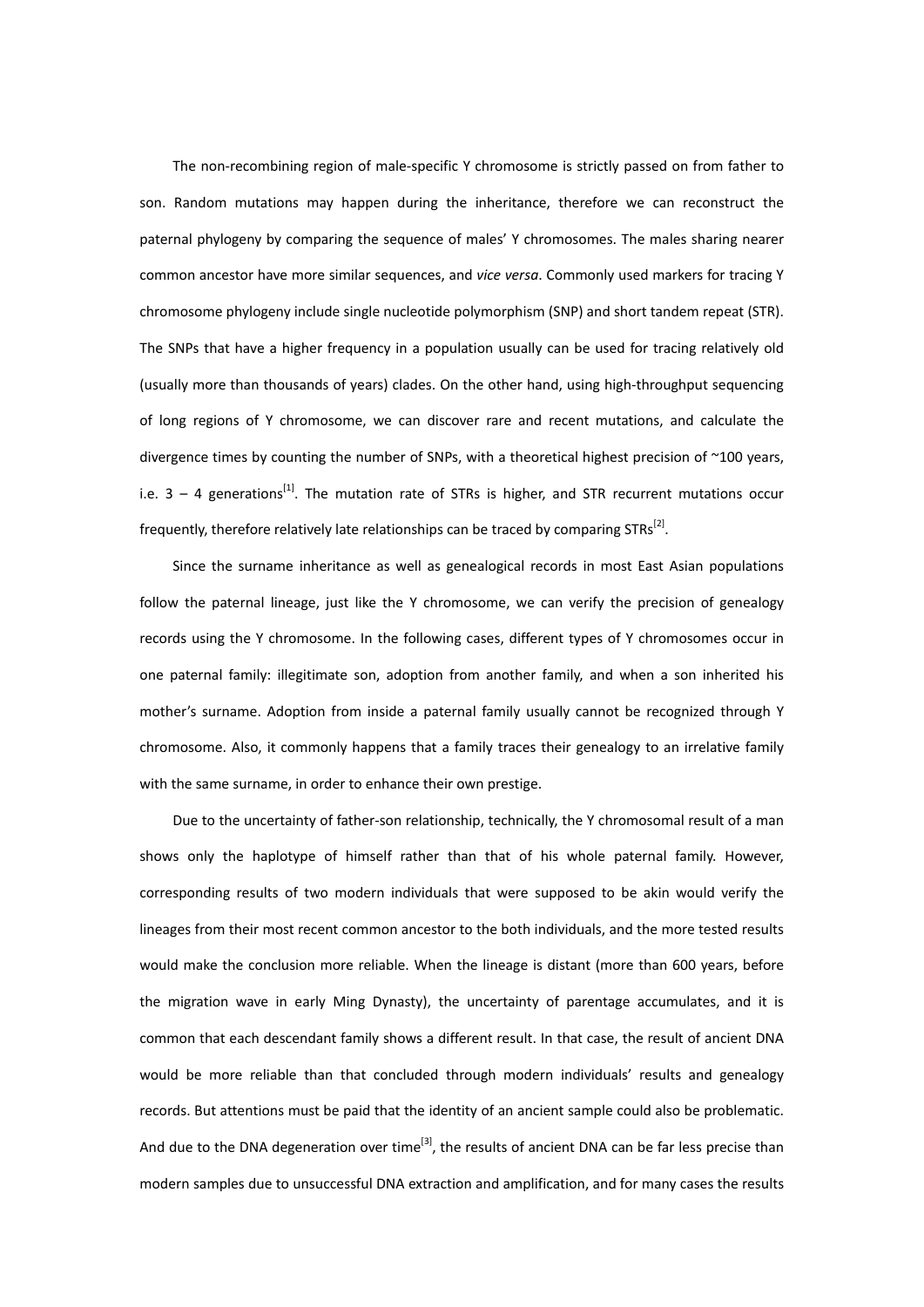The non-recombining region of male-specific Y chromosome is strictly passed on from father to son. Random mutations may happen during the inheritance, therefore we can reconstruct the paternal phylogeny by comparing the sequence of males' Y chromosomes. The males sharing nearer common ancestor have more similar sequences, and *vice versa*. Commonly used markers for tracing Y chromosome phylogeny include single nucleotide polymorphism (SNP) and short tandem repeat (STR). The SNPs that have a higher frequency in a population usually can be used for tracing relatively old (usually more than thousands of years) clades. On the other hand, using high-throughput sequencing of long regions of Y chromosome, we can discover rare and recent mutations, and calculate the divergence times by counting the number of SNPs, with a theoretical highest precision of ~100 years, i.e. 3 – 4 generations[1]. The mutation rate of STRs is higher, and STR recurrent mutations occur frequently, therefore relatively late relationships can be traced by comparing STRs[2].

Since the surname inheritance as well as genealogical records in most East Asian populations follow the paternal lineage, just like the Y chromosome, we can verify the precision of genealogy records using the Y chromosome. In the following cases, different types of Y chromosomes occur in one paternal family: illegitimate son, adoption from another family, and when a son inherited his mother's surname. Adoption from inside a paternal family usually cannot be recognized through Y chromosome. Also, it commonly happens that a family traces their genealogy to an irrelative family with the same surname, in order to enhance their own prestige.

Due to the uncertainty of father-son relationship, technically, the Y chromosomal result of a man shows only the haplotype of himself rather than that of his whole paternal family. However, corresponding results of two modern individuals that were supposed to be akin would verify the lineages from their most recent common ancestor to the both individuals, and the more tested results would make the conclusion more reliable. When the lineage is distant (more than 600 years, before the migration wave in early Ming Dynasty), the uncertainty of parentage accumulates, and it is common that each descendant family shows a different result. In that case, the result of ancient DNA would be more reliable than that concluded through modern individuals' results and genealogy records. But attentions must be paid that the identity of an ancient sample could also be problematic. And due to the DNA degeneration over time[3], the results of ancient DNA can be far less precise than modern samples due to unsuccessful DNA extraction and amplification, and for many cases the results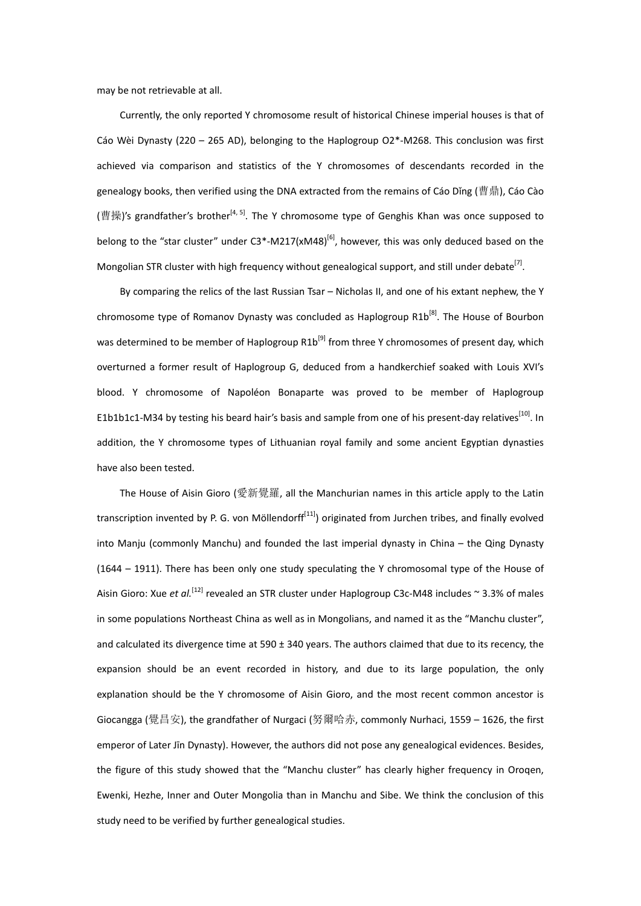may be not retrievable at all.

Currently, the only reported Y chromosome result of historical Chinese imperial houses is that of Cáo Wèi Dynasty (220 – 265 AD), belonging to the Haplogroup O2*-M268. This conclusion was first achieved via comparison and statistics of the Y chromosomes of descendants recorded in the genealogy books, then verified using the DNA extracted from the remains of Cáo Dǐng (曹鼎), Cáo Cào (曹操)'s grandfather's brother[4, 5]. The Y chromosome type of Genghis Khan was once supposed to belong to the "star cluster" under C3*-M217(xM48)[6], however, this was only deduced based on the Mongolian STR cluster with high frequency without genealogical support, and still under debate[7].

By comparing the relics of the last Russian Tsar – Nicholas II, and one of his extant nephew, the Y chromosome type of Romanov Dynasty was concluded as Haplogroup R1b[8]. The House of Bourbon was determined to be member of Haplogroup R1b[9] from three Y chromosomes of present day, which overturned a former result of Haplogroup G, deduced from a handkerchief soaked with Louis XVI's blood. Y chromosome of Napoléon Bonaparte was proved to be member of Haplogroup E1b1b1c1-M34 by testing his beard hair's basis and sample from one of his present-day relatives[10]. In addition, the Y chromosome types of Lithuanian royal family and some ancient Egyptian dynasties have also been tested.

The House of Aisin Gioro (愛新覺羅, all the Manchurian names in this article apply to the Latin transcription invented by P. G. von Möllendorff[11]) originated from Jurchen tribes, and finally evolved into Manju (commonly Manchu) and founded the last imperial dynasty in China – the Qing Dynasty (1644 – 1911). There has been only one study speculating the Y chromosomal type of the House of Aisin Gioro: Xue *et al.*[12] revealed an STR cluster under Haplogroup C3c-M48 includes ~ 3.3% of males in some populations Northeast China as well as in Mongolians, and named it as the "Manchu cluster", and calculated its divergence time at 590 ± 340 years. The authors claimed that due to its recency, the expansion should be an event recorded in history, and due to its large population, the only explanation should be the Y chromosome of Aisin Gioro, and the most recent common ancestor is Giocangga (覺昌安), the grandfather of Nurgaci (努爾哈赤, commonly Nurhaci, 1559 – 1626, the first emperor of Later Jīn Dynasty). However, the authors did not pose any genealogical evidences. Besides, the figure of this study showed that the "Manchu cluster" has clearly higher frequency in Oroqen, Ewenki, Hezhe, Inner and Outer Mongolia than in Manchu and Sibe. We think the conclusion of this study need to be verified by further genealogical studies.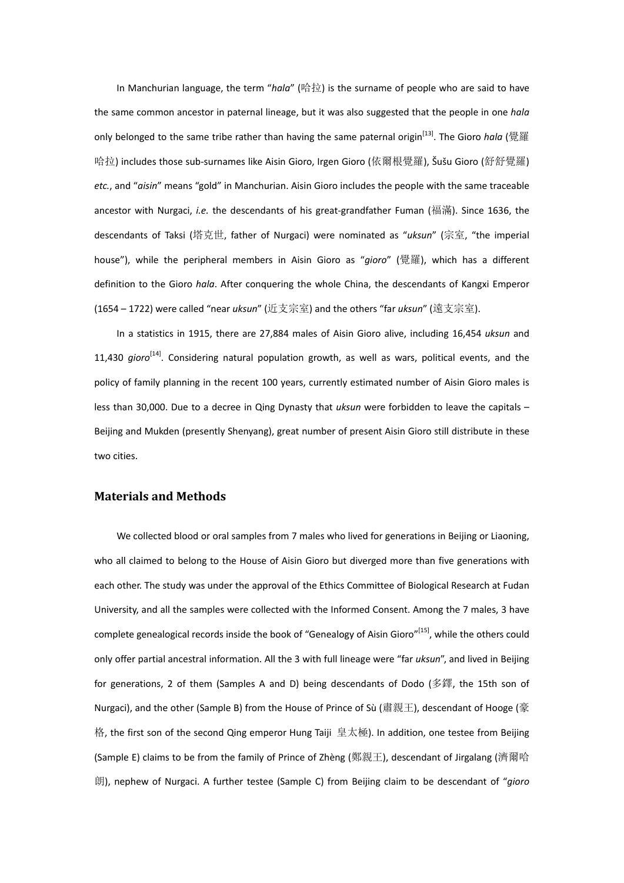In Manchurian language, the term "*hala*" (哈拉) is the surname of people who are said to have the same common ancestor in paternal lineage, but it was also suggested that the people in one *hala* only belonged to the same tribe rather than having the same paternal origin[13]. The Gioro *hala* (覺羅哈拉) includes those sub-surnames like Aisin Gioro, Irgen Gioro (依爾根覺羅), Šušu Gioro (舒舒覺羅) *etc.*, and "*aisin*" means "gold" in Manchurian. Aisin Gioro includes the people with the same traceable ancestor with Nurgaci, *i.e.* the descendants of his great-grandfather Fuman (福滿). Since 1636, the descendants of Taksi (塔克世, father of Nurgaci) were nominated as "*uksun*" (宗室, "the imperial house"), while the peripheral members in Aisin Gioro as "*gioro*" (覺羅), which has a different definition to the Gioro *hala*. After conquering the whole China, the descendants of Kangxi Emperor (1654 – 1722) were called "near *uksun*" (近支宗室) and the others "far *uksun*" (遠支宗室).

In a statistics in 1915, there are 27,884 males of Aisin Gioro alive, including 16,454 *uksun* and 11,430 *gioro*[14]. Considering natural population growth, as well as wars, political events, and the policy of family planning in the recent 100 years, currently estimated number of Aisin Gioro males is less than 30,000. Due to a decree in Qing Dynasty that *uksun* were forbidden to leave the capitals – Beijing and Mukden (presently Shenyang), great number of present Aisin Gioro still distribute in these two cities.

## Materials and Methods

We collected blood or oral samples from 7 males who lived for generations in Beijing or Liaoning, who all claimed to belong to the House of Aisin Gioro but diverged more than five generations with each other. The study was under the approval of the Ethics Committee of Biological Research at Fudan University, and all the samples were collected with the Informed Consent. Among the 7 males, 3 have complete genealogical records inside the book of "Genealogy of Aisin Gioro"[15], while the others could only offer partial ancestral information. All the 3 with full lineage were "far *uksun*", and lived in Beijing for generations, 2 of them (Samples A and D) being descendants of Dodo (多鐸, the 15th son of Nurgaci), and the other (Sample B) from the House of Prince of Sù (肅親王), descendant of Hooge (豪格, the first son of the second Qing emperor Hung Taiji 皇太極). In addition, one testee from Beijing (Sample E) claims to be from the family of Prince of Zhèng (鄭親王), descendant of Jirgalang (濟爾哈朗), nephew of Nurgaci. A further testee (Sample C) from Beijing claim to be descendant of "*gioro*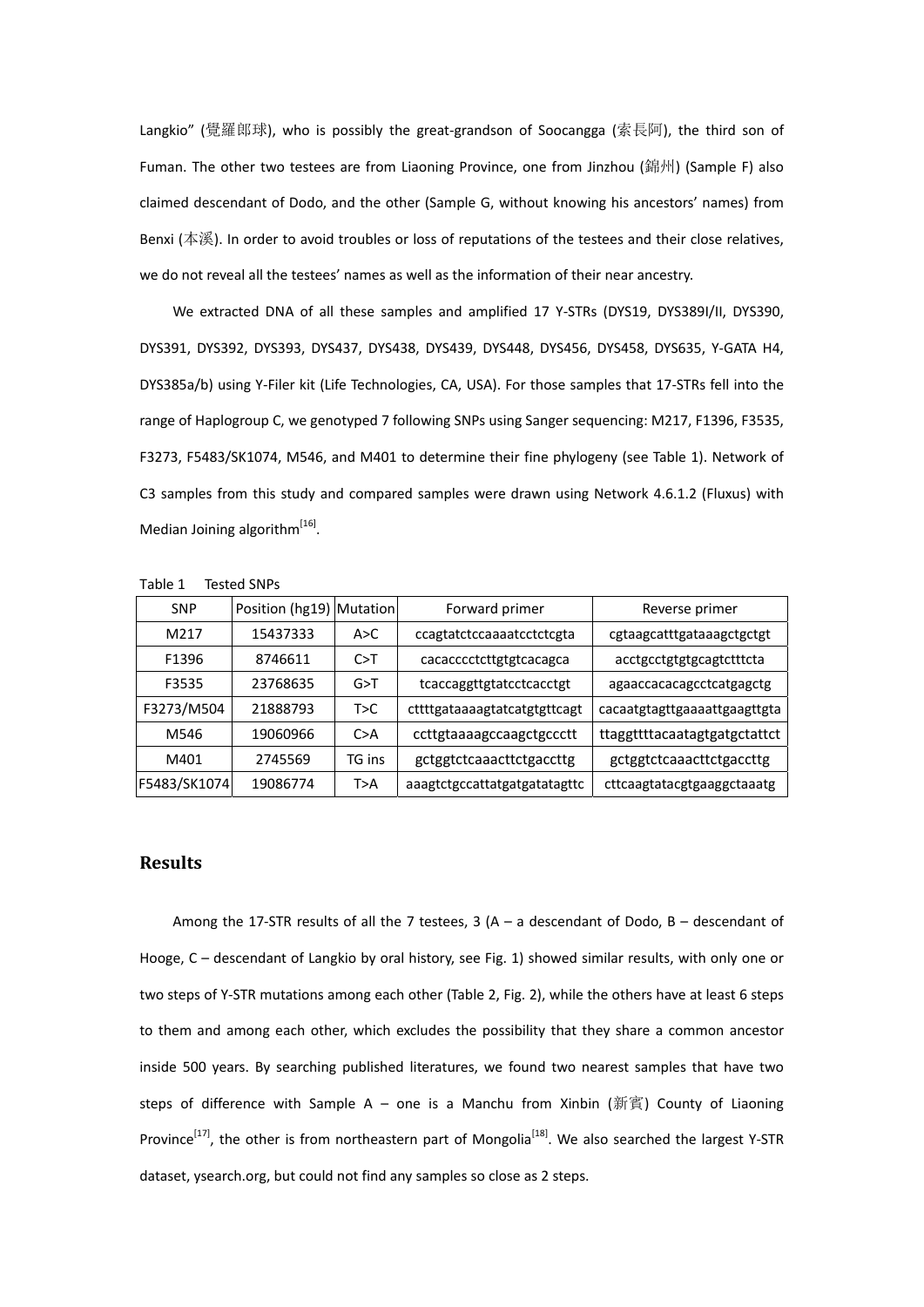Langkio" (覺羅郎球), who is possibly the great-grandson of Soocangga (索長阿), the third son of Fuman. The other two testees are from Liaoning Province, one from Jinzhou (錦州) (Sample F) also claimed descendant of Dodo, and the other (Sample G, without knowing his ancestors' names) from Benxi (本溪). In order to avoid troubles or loss of reputations of the testees and their close relatives, we do not reveal all the testees' names as well as the information of their near ancestry.

We extracted DNA of all these samples and amplified 17 Y-STRs (DYS19, DYS389I/II, DYS390, DYS391, DYS392, DYS393, DYS437, DYS438, DYS439, DYS448, DYS456, DYS458, DYS635, Y-GATA H4, DYS385a/b) using Y-Filer kit (Life Technologies, CA, USA). For those samples that 17-STRs fell into the range of Haplogroup C, we genotyped 7 following SNPs using Sanger sequencing: M217, F1396, F3535, F3273, F5483/SK1074, M546, and M401 to determine their fine phylogeny (see Table 1). Network of C3 samples from this study and compared samples were drawn using Network 4.6.1.2 (Fluxus) with Median Joining algorithm[16].

Table 1 Tested SNPs

| SNP | Position (hg19) | Mutation | Forward primer | Reverse primer |
|---|---|---|---|---|
| M217 | 15437333 | A>C | ccagtatctccaaaatcctctcgta | cgtaagcatttgataaagctgctgt |
| F1396 | 8746611 | C>T | cacacccctcttgtgtcacagca | acctgcctgtgtgcagtctttcta |
| F3535 | 23768635 | G>T | tcaccaggttgtatcctcacctgt | agaaccacacagcctcatgagctg |
| F3273/M504 | 21888793 | T>C | cttttgataaaagtatcatgtgttcagt | cacaatgtagttgaaaattgaagttgta |
| M546 | 19060966 | C>A | ccttgtaaaagccaagctgccctt | ttaggttttacaatagtgatgctattct |
| M401 | 2745569 | TG ins | gctggtctcaaacttctgaccttg | gctggtctcaaacttctgaccttg |
| F5483/SK1074 | 19086774 | T>A | aaagtctgccattatgatgatatagttc | cttcaagtatacgtgaaggctaaatg |

## Results

Among the 17-STR results of all the 7 testees, 3 (A – a descendant of Dodo, B – descendant of Hooge, C – descendant of Langkio by oral history, see Fig. 1) showed similar results, with only one or two steps of Y-STR mutations among each other (Table 2, Fig. 2), while the others have at least 6 steps to them and among each other, which excludes the possibility that they share a common ancestor inside 500 years. By searching published literatures, we found two nearest samples that have two steps of difference with Sample A – one is a Manchu from Xinbin (新賓) County of Liaoning Province[17], the other is from northeastern part of Mongolia[18]. We also searched the largest Y-STR dataset, ysearch.org, but could not find any samples so close as 2 steps.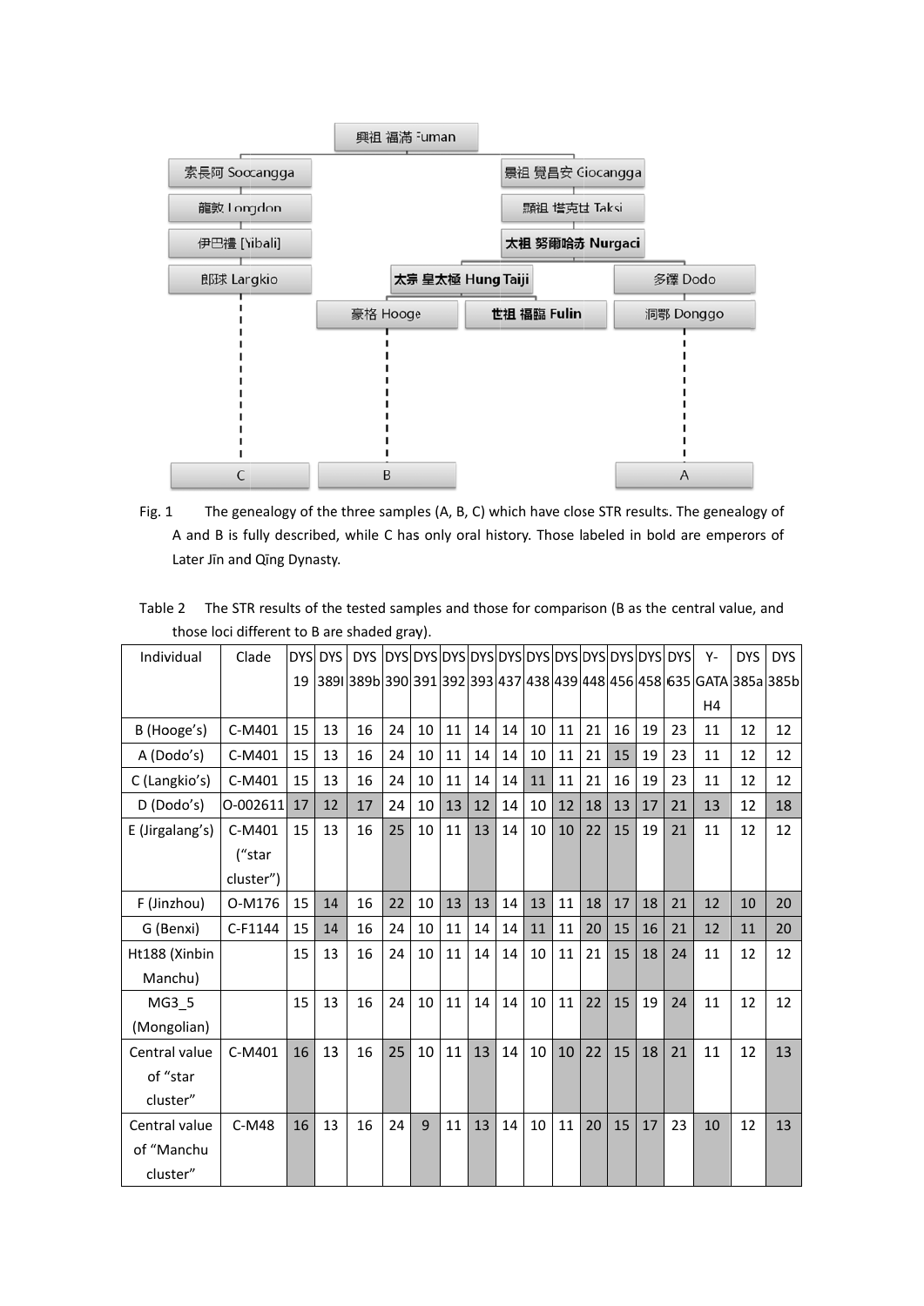- 興祖 福滿 Fuman
  - 索長阿 Soocangga
    - 龍敦 Longdon
      - 伊巴禮 [Yibali]
        - 郎球 Largkio
          - C
  - 景祖 覺昌安 Giocangga
    - 顯祖 塔克世 Taksi
      - **太祖 努爾哈赤 Nurgaci**
        - **太宗 皇太極 Hung Taiji**
          - 豪格 Hooge
            - B
          - **世祖 福臨 Fulin**
        - 多鐸 Dodo
          - 洞鄂 Donggo
            - A

Fig. 1 The genealogy of the three samples (A, B, C) which have close STR results. The genealogy of A and B is fully described, while C has only oral history. Those labeled in bold are emperors of Later Jīn and Qīng Dynasty.

Table 2 The STR results of the tested samples and those for comparison (B as the central value, and those loci different to B are shaded gray).

| Individual | Clade | DYS 19 | DYS 389I | DYS 389b | DYS 390 | DYS 391 | DYS 392 | DYS 393 | DYS 437 | DYS 438 | DYS 439 | DYS 448 | DYS 456 | DYS 458 | DYS 635 | Y-GATA H4 | DYS 385a | DYS 385b |
|---|---|---|---|---|---|---|---|---|---|---|---|---|---|---|---|---|---|---|
| B (Hooge's) | C-M401 | 15 | 13 | 16 | 24 | 10 | 11 | 14 | 14 | 10 | 11 | 21 | 16 | 19 | 23 | 11 | 12 | 12 |
| A (Dodo's) | C-M401 | 15 | 13 | 16 | 24 | 10 | 11 | 14 | 14 | 10 | 11 | 21 | 15 | 19 | 23 | 11 | 12 | 12 |
| C (Langkio's) | C-M401 | 15 | 13 | 16 | 24 | 10 | 11 | 14 | 14 | 11 | 11 | 21 | 16 | 19 | 23 | 11 | 12 | 12 |
| D (Dodo's) | O-002611 | 17 | 12 | 17 | 24 | 10 | 13 | 12 | 14 | 10 | 12 | 18 | 13 | 17 | 21 | 13 | 12 | 18 |
| E (Jirgalang's) | C-M401 ("star cluster") | 15 | 13 | 16 | 25 | 10 | 11 | 13 | 14 | 10 | 10 | 22 | 15 | 19 | 21 | 11 | 12 | 12 |
| F (Jinzhou) | O-M176 | 15 | 14 | 16 | 22 | 10 | 13 | 13 | 14 | 13 | 11 | 18 | 17 | 18 | 21 | 12 | 10 | 20 |
| G (Benxi) | C-F1144 | 15 | 14 | 16 | 24 | 10 | 11 | 14 | 14 | 11 | 11 | 20 | 15 | 16 | 21 | 12 | 11 | 20 |
| Ht188 (Xinbin Manchu) | | 15 | 13 | 16 | 24 | 10 | 11 | 14 | 14 | 10 | 11 | 21 | 15 | 18 | 24 | 11 | 12 | 12 |
| MG3_5 (Mongolian) | | 15 | 13 | 16 | 24 | 10 | 11 | 14 | 14 | 10 | 11 | 22 | 15 | 19 | 24 | 11 | 12 | 12 |
| Central value of "star cluster" | C-M401 | 16 | 13 | 16 | 25 | 10 | 11 | 13 | 14 | 10 | 10 | 22 | 15 | 18 | 21 | 11 | 12 | 13 |
| Central value of "Manchu cluster" | C-M48 | 16 | 13 | 16 | 24 | 9 | 11 | 13 | 14 | 10 | 11 | 20 | 15 | 17 | 23 | 10 | 12 | 13 |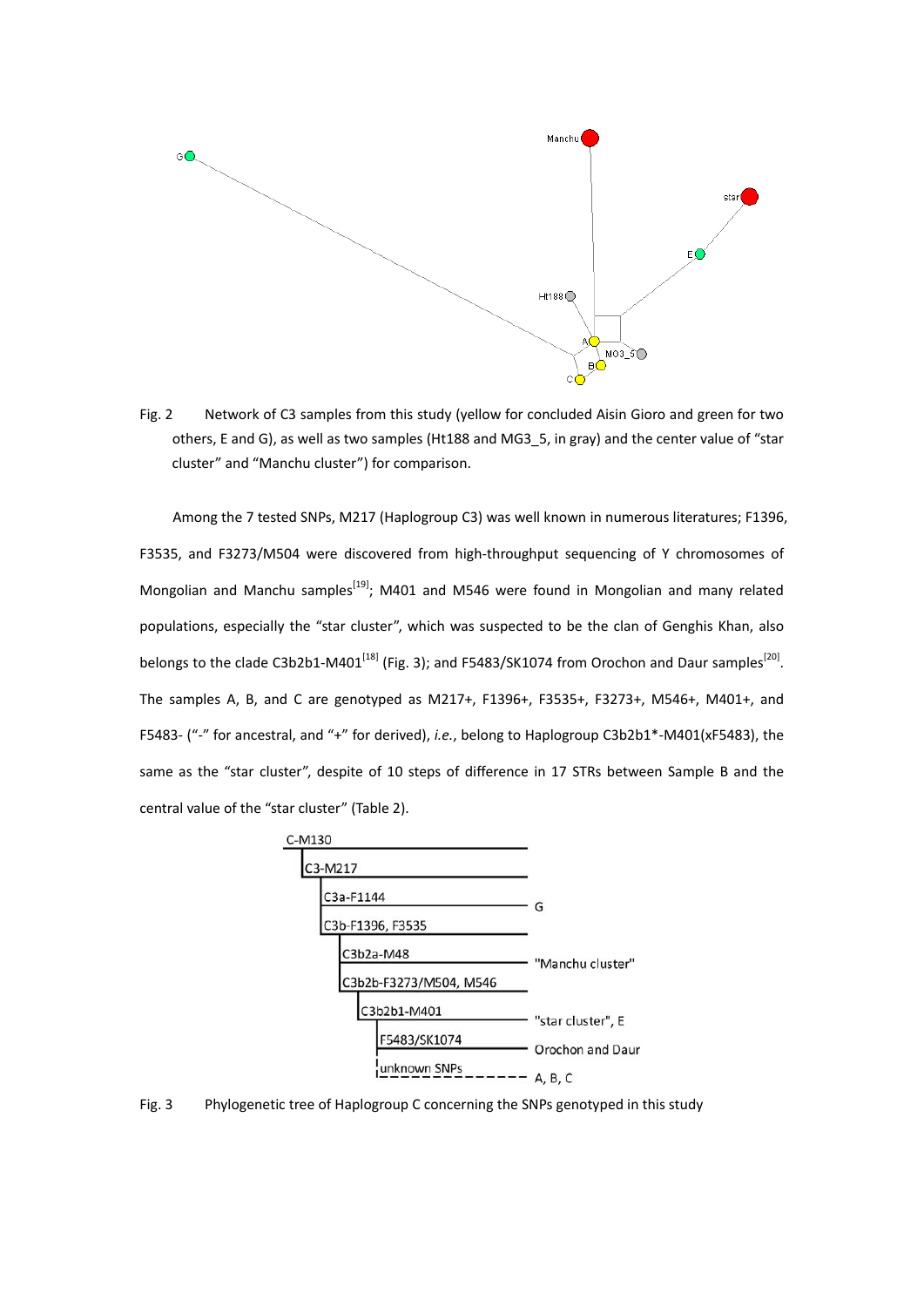Fig. 2 Network of C3 samples from this study (yellow for concluded Aisin Gioro and green for two others, E and G), as well as two samples (Ht188 and MG3_5, in gray) and the center value of "star cluster" and "Manchu cluster") for comparison.

Among the 7 tested SNPs, M217 (Haplogroup C3) was well known in numerous literatures; F1396, F3535, and F3273/M504 were discovered from high-throughput sequencing of Y chromosomes of Mongolian and Manchu samples[19]; M401 and M546 were found in Mongolian and many related populations, especially the "star cluster", which was suspected to be the clan of Genghis Khan, also belongs to the clade C3b2b1-M401[18] (Fig. 3); and F5483/SK1074 from Orochon and Daur samples[20]. The samples A, B, and C are genotyped as M217+, F1396+, F3535+, F3273+, M546+, M401+, and F5483- ("-" for ancestral, and "+" for derived), *i.e.*, belong to Haplogroup C3b2b1*-M401(xF5483), the same as the "star cluster", despite of 10 steps of difference in 17 STRs between Sample B and the central value of the "star cluster" (Table 2).

Fig. 3 Phylogenetic tree of Haplogroup C concerning the SNPs genotyped in this study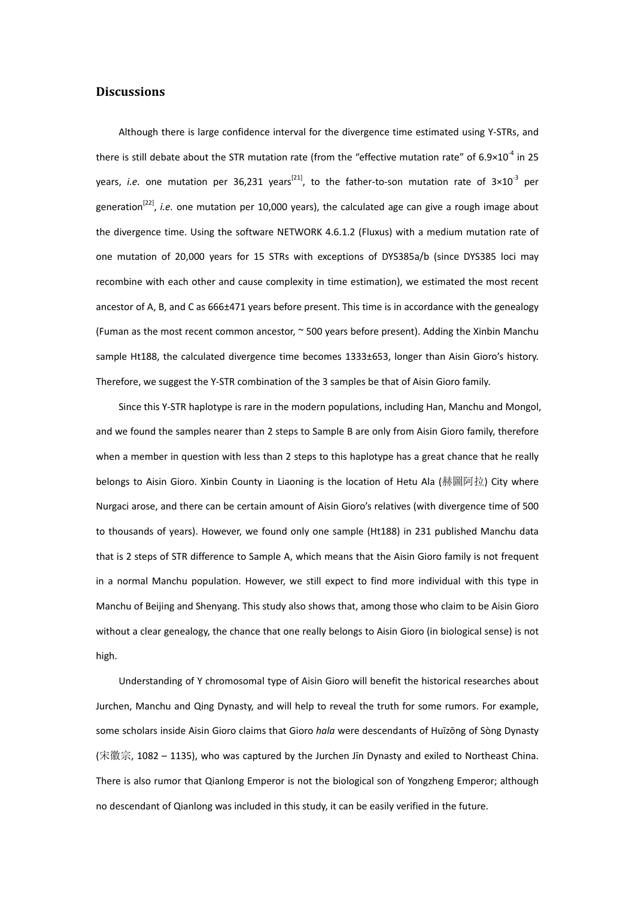## Discussions

Although there is large confidence interval for the divergence time estimated using Y-STRs, and there is still debate about the STR mutation rate (from the "effective mutation rate" of $6.9\times10^{-4}$ in 25 years, *i.e.* one mutation per 36,231 years[21], to the father-to-son mutation rate of $3\times10^{-3}$ per generation[22], *i.e.* one mutation per 10,000 years), the calculated age can give a rough image about the divergence time. Using the software NETWORK 4.6.1.2 (Fluxus) with a medium mutation rate of one mutation of 20,000 years for 15 STRs with exceptions of DYS385a/b (since DYS385 loci may recombine with each other and cause complexity in time estimation), we estimated the most recent ancestor of A, B, and C as 666±471 years before present. This time is in accordance with the genealogy (Fuman as the most recent common ancestor, ~ 500 years before present). Adding the Xinbin Manchu sample Ht188, the calculated divergence time becomes 1333±653, longer than Aisin Gioro's history. Therefore, we suggest the Y-STR combination of the 3 samples be that of Aisin Gioro family.

Since this Y-STR haplotype is rare in the modern populations, including Han, Manchu and Mongol, and we found the samples nearer than 2 steps to Sample B are only from Aisin Gioro family, therefore when a member in question with less than 2 steps to this haplotype has a great chance that he really belongs to Aisin Gioro. Xinbin County in Liaoning is the location of Hetu Ala (赫圖阿拉) City where Nurgaci arose, and there can be certain amount of Aisin Gioro's relatives (with divergence time of 500 to thousands of years). However, we found only one sample (Ht188) in 231 published Manchu data that is 2 steps of STR difference to Sample A, which means that the Aisin Gioro family is not frequent in a normal Manchu population. However, we still expect to find more individual with this type in Manchu of Beijing and Shenyang. This study also shows that, among those who claim to be Aisin Gioro without a clear genealogy, the chance that one really belongs to Aisin Gioro (in biological sense) is not high.

Understanding of Y chromosomal type of Aisin Gioro will benefit the historical researches about Jurchen, Manchu and Qing Dynasty, and will help to reveal the truth for some rumors. For example, some scholars inside Aisin Gioro claims that Gioro *hala* were descendants of Huīzōng of Sòng Dynasty (宋徽宗, 1082 – 1135), who was captured by the Jurchen Jīn Dynasty and exiled to Northeast China. There is also rumor that Qianlong Emperor is not the biological son of Yongzheng Emperor; although no descendant of Qianlong was included in this study, it can be easily verified in the future.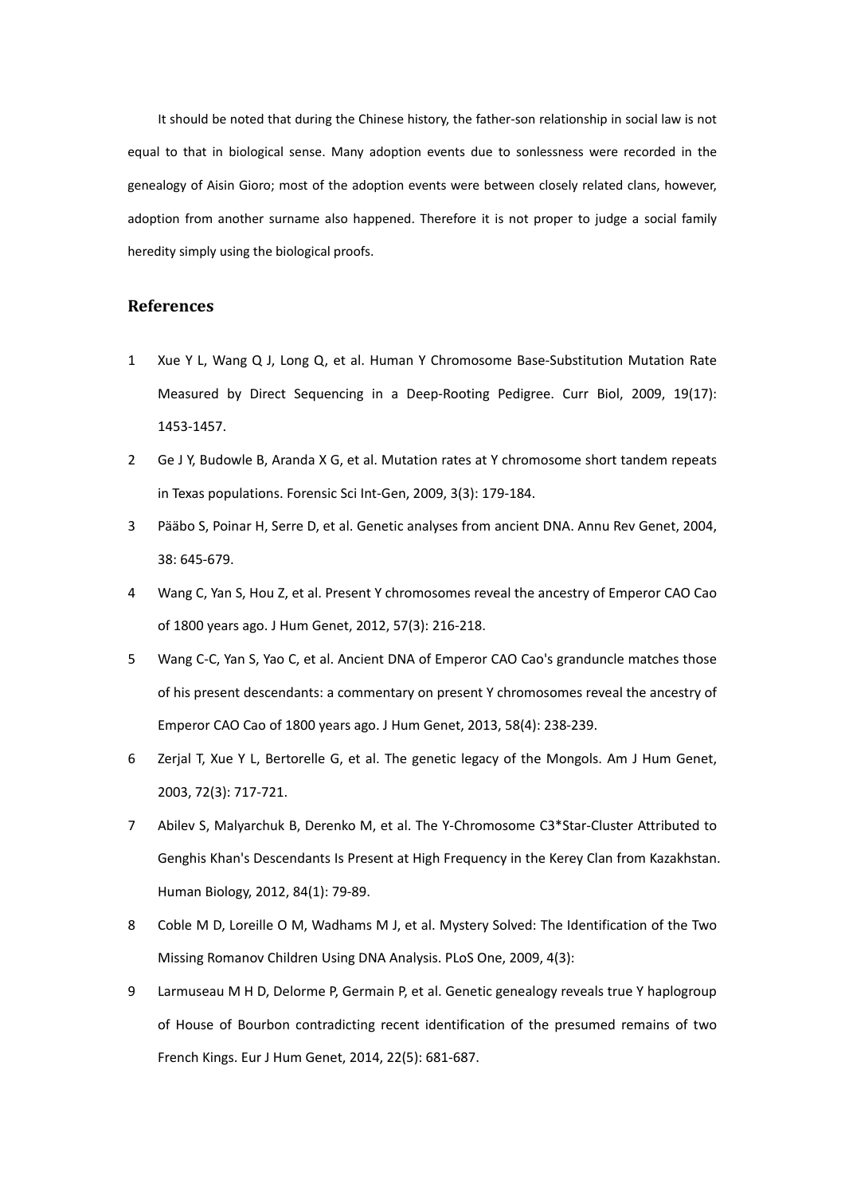It should be noted that during the Chinese history, the father-son relationship in social law is not equal to that in biological sense. Many adoption events due to sonlessness were recorded in the genealogy of Aisin Gioro; most of the adoption events were between closely related clans, however, adoption from another surname also happened. Therefore it is not proper to judge a social family heredity simply using the biological proofs.

## References

1. Xue Y L, Wang Q J, Long Q, et al. Human Y Chromosome Base-Substitution Mutation Rate Measured by Direct Sequencing in a Deep-Rooting Pedigree. Curr Biol, 2009, 19(17): 1453-1457.
2. Ge J Y, Budowle B, Aranda X G, et al. Mutation rates at Y chromosome short tandem repeats in Texas populations. Forensic Sci Int-Gen, 2009, 3(3): 179-184.
3. Pääbo S, Poinar H, Serre D, et al. Genetic analyses from ancient DNA. Annu Rev Genet, 2004, 38: 645-679.
4. Wang C, Yan S, Hou Z, et al. Present Y chromosomes reveal the ancestry of Emperor CAO Cao of 1800 years ago. J Hum Genet, 2012, 57(3): 216-218.
5. Wang C-C, Yan S, Yao C, et al. Ancient DNA of Emperor CAO Cao's granduncle matches those of his present descendants: a commentary on present Y chromosomes reveal the ancestry of Emperor CAO Cao of 1800 years ago. J Hum Genet, 2013, 58(4): 238-239.
6. Zerjal T, Xue Y L, Bertorelle G, et al. The genetic legacy of the Mongols. Am J Hum Genet, 2003, 72(3): 717-721.
7. Abilev S, Malyarchuk B, Derenko M, et al. The Y-Chromosome C3*Star-Cluster Attributed to Genghis Khan's Descendants Is Present at High Frequency in the Kerey Clan from Kazakhstan. Human Biology, 2012, 84(1): 79-89.
8. Coble M D, Loreille O M, Wadhams M J, et al. Mystery Solved: The Identification of the Two Missing Romanov Children Using DNA Analysis. PLoS One, 2009, 4(3):
9. Larmuseau M H D, Delorme P, Germain P, et al. Genetic genealogy reveals true Y haplogroup of House of Bourbon contradicting recent identification of the presumed remains of two French Kings. Eur J Hum Genet, 2014, 22(5): 681-687.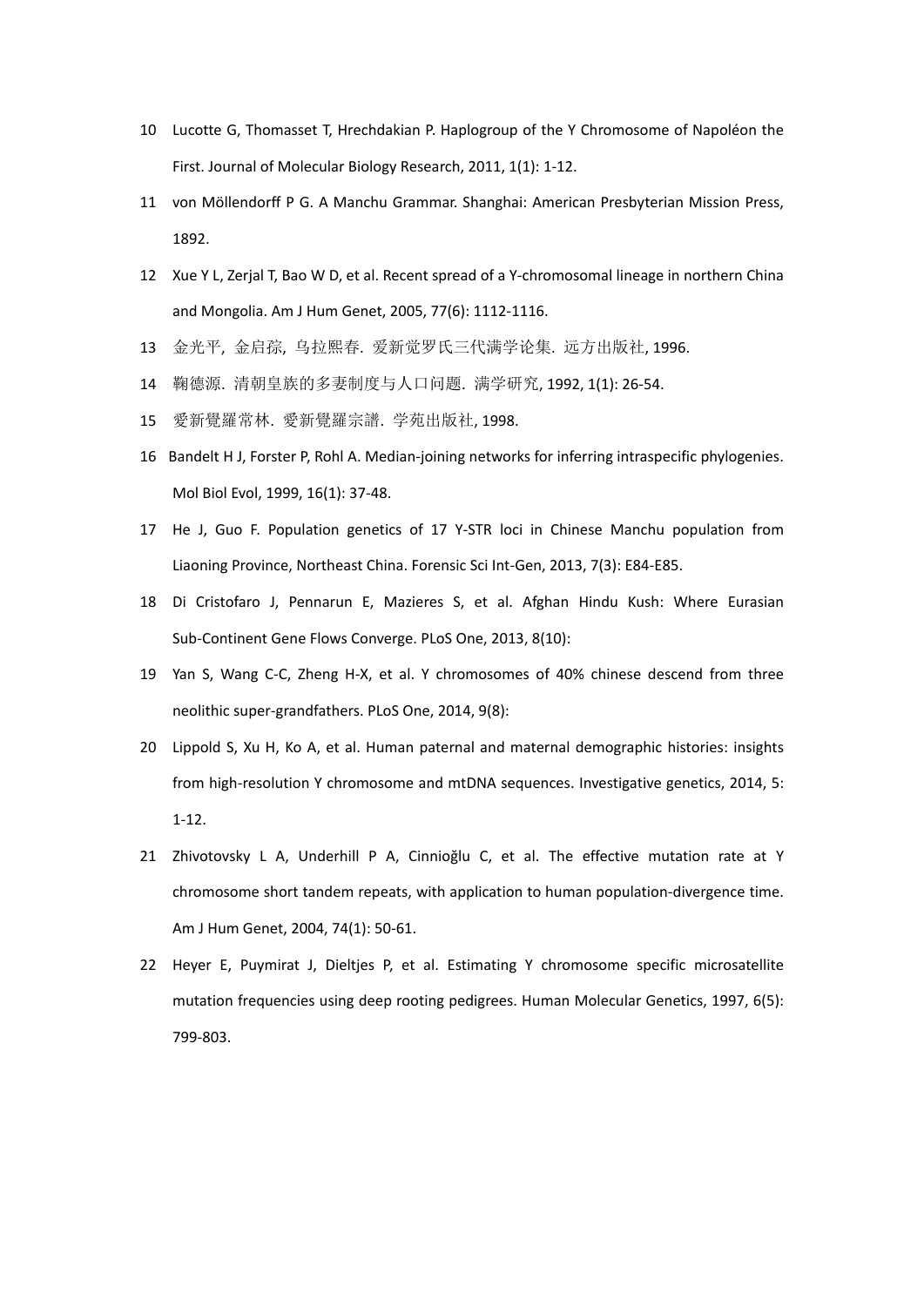10 Lucotte G, Thomasset T, Hrechdakian P. Haplogroup of the Y Chromosome of Napoléon the First. Journal of Molecular Biology Research, 2011, 1(1): 1-12.

11 von Möllendorff P G. A Manchu Grammar. Shanghai: American Presbyterian Mission Press, 1892.

12 Xue Y L, Zerjal T, Bao W D, et al. Recent spread of a Y-chromosomal lineage in northern China and Mongolia. Am J Hum Genet, 2005, 77(6): 1112-1116.

13 金光平, 金启孮, 乌拉熙春. 爱新觉罗氏三代满学论集. 远方出版社, 1996.

14 鞠德源. 清朝皇族的多妻制度与人口问题. 满学研究, 1992, 1(1): 26-54.

15 愛新覺羅常林. 愛新覺羅宗譜. 学苑出版社, 1998.

16 Bandelt H J, Forster P, Rohl A. Median-joining networks for inferring intraspecific phylogenies. Mol Biol Evol, 1999, 16(1): 37-48.

17 He J, Guo F. Population genetics of 17 Y-STR loci in Chinese Manchu population from Liaoning Province, Northeast China. Forensic Sci Int-Gen, 2013, 7(3): E84-E85.

18 Di Cristofaro J, Pennarun E, Mazieres S, et al. Afghan Hindu Kush: Where Eurasian Sub-Continent Gene Flows Converge. PLoS One, 2013, 8(10):

19 Yan S, Wang C-C, Zheng H-X, et al. Y chromosomes of 40% chinese descend from three neolithic super-grandfathers. PLoS One, 2014, 9(8):

20 Lippold S, Xu H, Ko A, et al. Human paternal and maternal demographic histories: insights from high-resolution Y chromosome and mtDNA sequences. Investigative genetics, 2014, 5: 1-12.

21 Zhivotovsky L A, Underhill P A, Cinnioğlu C, et al. The effective mutation rate at Y chromosome short tandem repeats, with application to human population-divergence time. Am J Hum Genet, 2004, 74(1): 50-61.

22 Heyer E, Puymirat J, Dieltjes P, et al. Estimating Y chromosome specific microsatellite mutation frequencies using deep rooting pedigrees. Human Molecular Genetics, 1997, 6(5): 799-803.